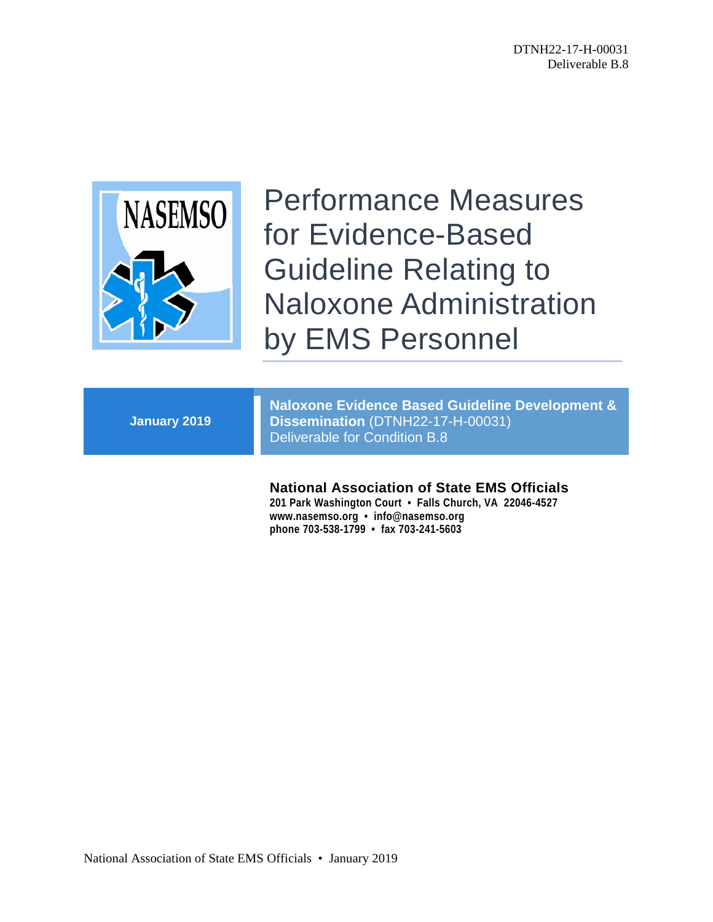DTNH22-17-H-00031
Deliverable B.8

# Performance Measures for Evidence-Based Guideline Relating to Naloxone Administration by EMS Personnel

**January 2019**

**Naloxone Evidence Based Guideline Development & Dissemination** (DTNH22-17-H-00031)
Deliverable for Condition B.8

**National Association of State EMS Officials**
**201 Park Washington Court • Falls Church, VA 22046-4527**
**www.nasemso.org • info@nasemso.org**
**phone 703-538-1799 • fax 703-241-5603**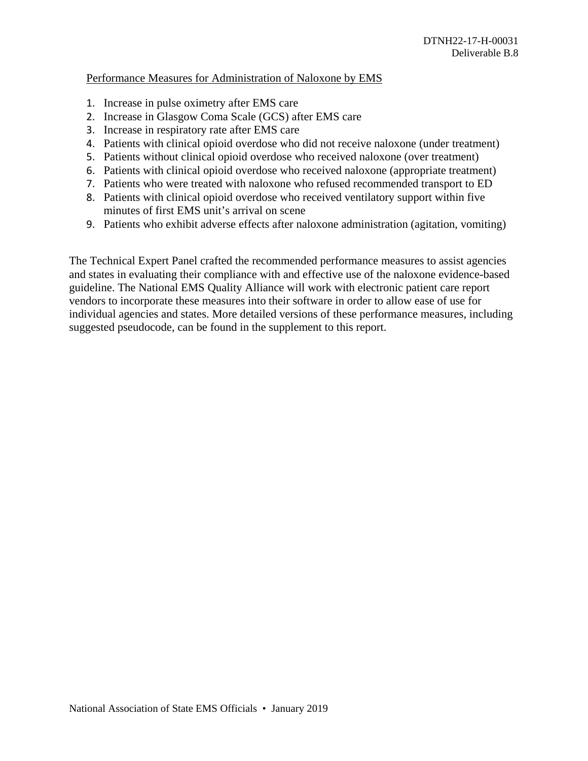Performance Measures for Administration of Naloxone by EMS

1. Increase in pulse oximetry after EMS care
2. Increase in Glasgow Coma Scale (GCS) after EMS care
3. Increase in respiratory rate after EMS care
4. Patients with clinical opioid overdose who did not receive naloxone (under treatment)
5. Patients without clinical opioid overdose who received naloxone (over treatment)
6. Patients with clinical opioid overdose who received naloxone (appropriate treatment)
7. Patients who were treated with naloxone who refused recommended transport to ED
8. Patients with clinical opioid overdose who received ventilatory support within five minutes of first EMS unit's arrival on scene
9. Patients who exhibit adverse effects after naloxone administration (agitation, vomiting)

The Technical Expert Panel crafted the recommended performance measures to assist agencies and states in evaluating their compliance with and effective use of the naloxone evidence-based guideline. The National EMS Quality Alliance will work with electronic patient care report vendors to incorporate these measures into their software in order to allow ease of use for individual agencies and states. More detailed versions of these performance measures, including suggested pseudocode, can be found in the supplement to this report.